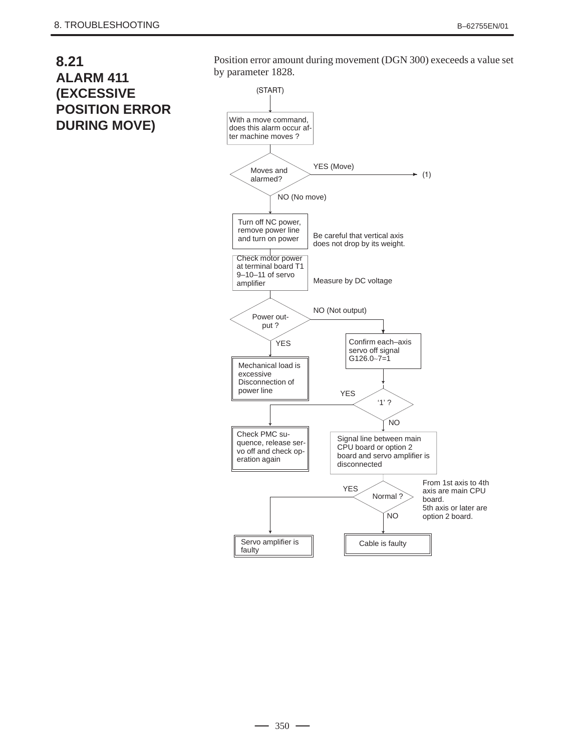## 8.21 ALARM 411 (EXCESSIVE POSITION ERROR DURING MOVE)

Position error amount during movement (DGN 300) execeeds a value set by parameter 1828.

(START)

With a move command, does this alarm occur after machine moves ?

Moves and alarmed?

YES (Move)

(1)

NO (No move)

Turn off NC power, remove power line and turn on power

Be careful that vertical axis does not drop by its weight.

Check motor power at terminal board T1 9–10–11 of servo amplifier

Measure by DC voltage

Power output ?

NO (Not output)

YES

Mechanical load is excessive
Disconnection of power line

Confirm each–axis servo off signal G126.0~7=1

'1' ?

YES

NO

Check PMC suquence, release servo off and check operation again

Signal line between main CPU board or option 2 board and servo amplifier is disconnected

Normal ?

YES

NO

From 1st axis to 4th axis are main CPU board.
5th axis or later are option 2 board.

Servo amplifier is faulty

Cable is faulty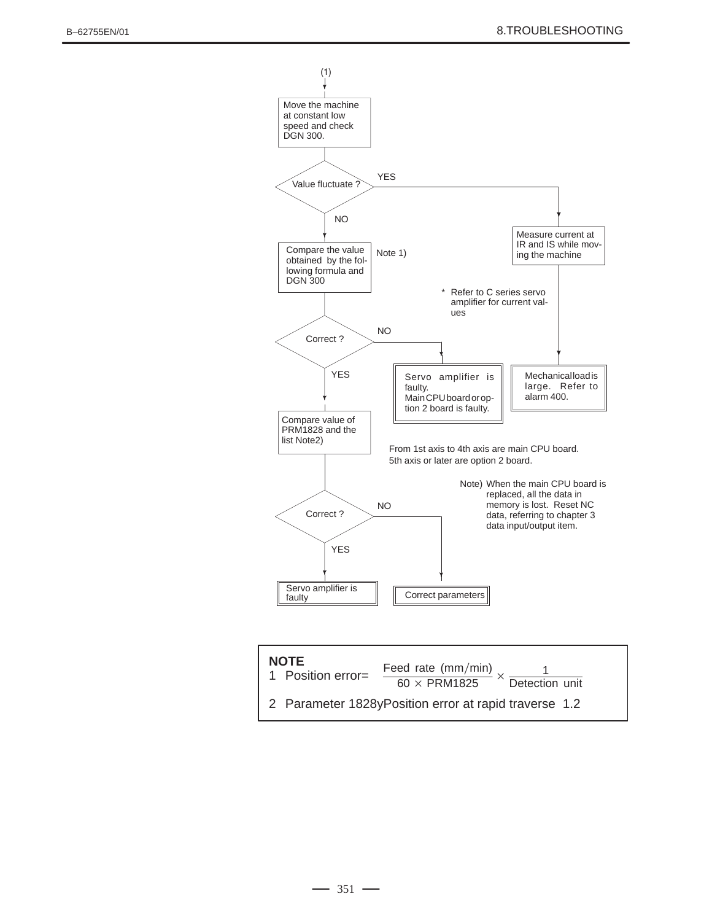(1)

Move the machine at constant low speed and check DGN 300.

Value fluctuate ?

YES

NO

Measure current at IR and IS while moving the machine

Compare the value obtained by the following formula and DGN 300

Note 1)

* Refer to C series servo amplifier for current values

Correct ?

NO

YES

Servo amplifier is faulty. Main CPU board or option 2 board is faulty.

Mechanical load is large. Refer to alarm 400.

Compare value of PRM1828 and the list Note2)

From 1st axis to 4th axis are main CPU board.
5th axis or later are option 2 board.

Note) When the main CPU board is replaced, all the data in memory is lost. Reset NC data, referring to chapter 3 data input/output item.

Correct ?

NO

YES

Servo amplifier is faulty

Correct parameters

**NOTE**

1 Position error= $\dfrac{\text{Feed rate (mm/min)}}{60 \times \text{PRM1825}} \times \dfrac{1}{\text{Detection unit}}$

2 Parameter 1828yPosition error at rapid traverse 1.2